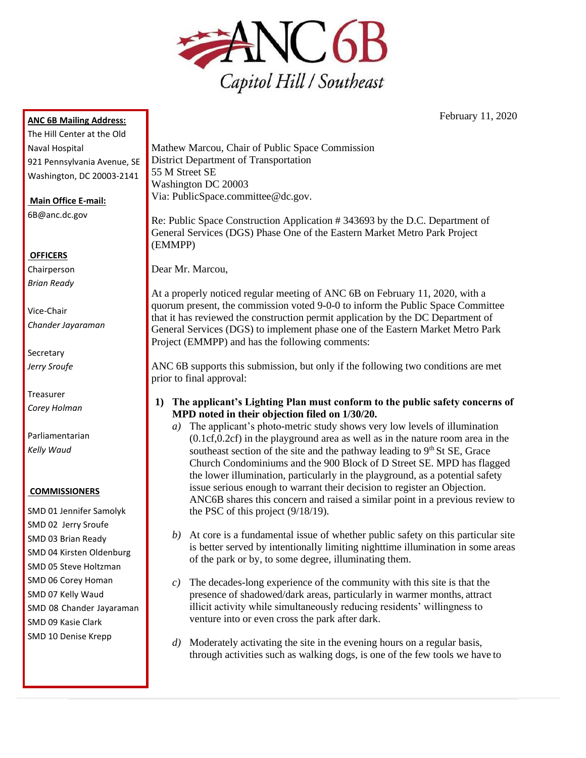# ANC 6B
## Capitol Hill / Southeast

**ANC 6B Mailing Address:**
The Hill Center at the Old Naval Hospital
921 Pennsylvania Avenue, SE
Washington, DC 20003-2141

**Main Office E-mail:**
6B@anc.dc.gov

**OFFICERS**

Chairperson
*Brian Ready*

Vice-Chair
*Chander Jayaraman*

Secretary
*Jerry Sroufe*

Treasurer
*Corey Holman*

Parliamentarian
*Kelly Waud*

**COMMISSIONERS**

SMD 01 Jennifer Samolyk
SMD 02 Jerry Sroufe
SMD 03 Brian Ready
SMD 04 Kirsten Oldenburg
SMD 05 Steve Holtzman
SMD 06 Corey Homan
SMD 07 Kelly Waud
SMD 08 Chander Jayaraman
SMD 09 Kasie Clark
SMD 10 Denise Krepp

February 11, 2020

Mathew Marcou, Chair of Public Space Commission
District Department of Transportation
55 M Street SE
Washington DC 20003
Via: PublicSpace.committee@dc.gov.

Re: Public Space Construction Application # 343693 by the D.C. Department of General Services (DGS) Phase One of the Eastern Market Metro Park Project (EMMPP)

Dear Mr. Marcou,

At a properly noticed regular meeting of ANC 6B on February 11, 2020, with a quorum present, the commission voted 9-0-0 to inform the Public Space Committee that it has reviewed the construction permit application by the DC Department of General Services (DGS) to implement phase one of the Eastern Market Metro Park Project (EMMPP) and has the following comments:

ANC 6B supports this submission, but only if the following two conditions are met prior to final approval:

1) **The applicant's Lighting Plan must conform to the public safety concerns of MPD noted in their objection filed on 1/30/20.**
   a) The applicant's photo-metric study shows very low levels of illumination (0.1cf,0.2cf) in the playground area as well as in the nature room area in the southeast section of the site and the pathway leading to 9th St SE, Grace Church Condominiums and the 900 Block of D Street SE. MPD has flagged the lower illumination, particularly in the playground, as a potential safety issue serious enough to warrant their decision to register an Objection. ANC6B shares this concern and raised a similar point in a previous review to the PSC of this project (9/18/19).

   b) At core is a fundamental issue of whether public safety on this particular site is better served by intentionally limiting nighttime illumination in some areas of the park or by, to some degree, illuminating them.

   c) The decades-long experience of the community with this site is that the presence of shadowed/dark areas, particularly in warmer months, attract illicit activity while simultaneously reducing residents' willingness to venture into or even cross the park after dark.

   d) Moderately activating the site in the evening hours on a regular basis, through activities such as walking dogs, is one of the few tools we have to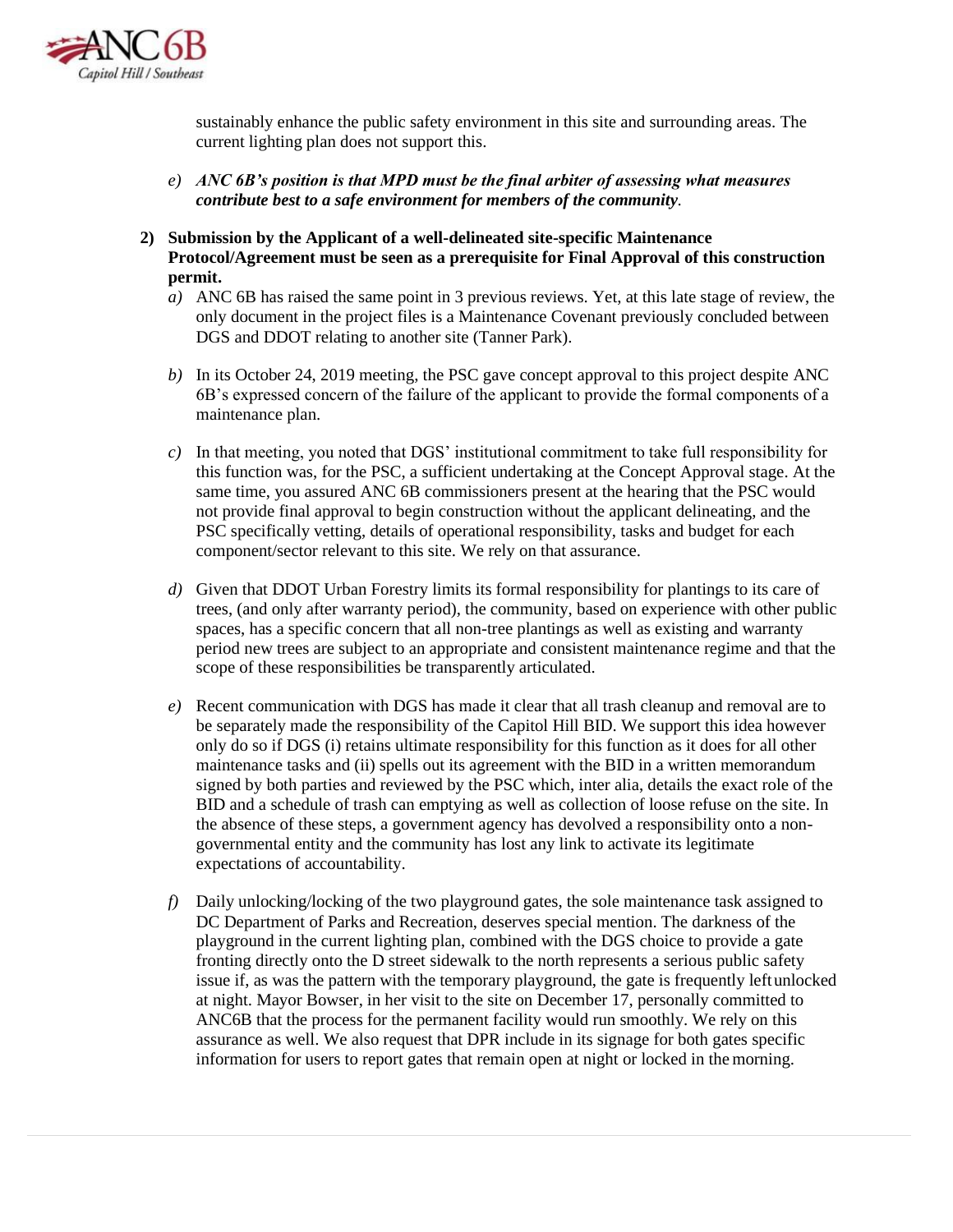sustainably enhance the public safety environment in this site and surrounding areas. The current lighting plan does not support this.

e) ***ANC 6B's position is that MPD must be the final arbiter of assessing what measures contribute best to a safe environment for members of the community.***

**2) Submission by the Applicant of a well-delineated site-specific Maintenance Protocol/Agreement must be seen as a prerequisite for Final Approval of this construction permit.**

a) ANC 6B has raised the same point in 3 previous reviews. Yet, at this late stage of review, the only document in the project files is a Maintenance Covenant previously concluded between DGS and DDOT relating to another site (Tanner Park).

b) In its October 24, 2019 meeting, the PSC gave concept approval to this project despite ANC 6B's expressed concern of the failure of the applicant to provide the formal components of a maintenance plan.

c) In that meeting, you noted that DGS' institutional commitment to take full responsibility for this function was, for the PSC, a sufficient undertaking at the Concept Approval stage. At the same time, you assured ANC 6B commissioners present at the hearing that the PSC would not provide final approval to begin construction without the applicant delineating, and the PSC specifically vetting, details of operational responsibility, tasks and budget for each component/sector relevant to this site. We rely on that assurance.

d) Given that DDOT Urban Forestry limits its formal responsibility for plantings to its care of trees, (and only after warranty period), the community, based on experience with other public spaces, has a specific concern that all non-tree plantings as well as existing and warranty period new trees are subject to an appropriate and consistent maintenance regime and that the scope of these responsibilities be transparently articulated.

e) Recent communication with DGS has made it clear that all trash cleanup and removal are to be separately made the responsibility of the Capitol Hill BID. We support this idea however only do so if DGS (i) retains ultimate responsibility for this function as it does for all other maintenance tasks and (ii) spells out its agreement with the BID in a written memorandum signed by both parties and reviewed by the PSC which, inter alia, details the exact role of the BID and a schedule of trash can emptying as well as collection of loose refuse on the site. In the absence of these steps, a government agency has devolved a responsibility onto a non-governmental entity and the community has lost any link to activate its legitimate expectations of accountability.

f) Daily unlocking/locking of the two playground gates, the sole maintenance task assigned to DC Department of Parks and Recreation, deserves special mention. The darkness of the playground in the current lighting plan, combined with the DGS choice to provide a gate fronting directly onto the D street sidewalk to the north represents a serious public safety issue if, as was the pattern with the temporary playground, the gate is frequently left unlocked at night. Mayor Bowser, in her visit to the site on December 17, personally committed to ANC6B that the process for the permanent facility would run smoothly. We rely on this assurance as well. We also request that DPR include in its signage for both gates specific information for users to report gates that remain open at night or locked in the morning.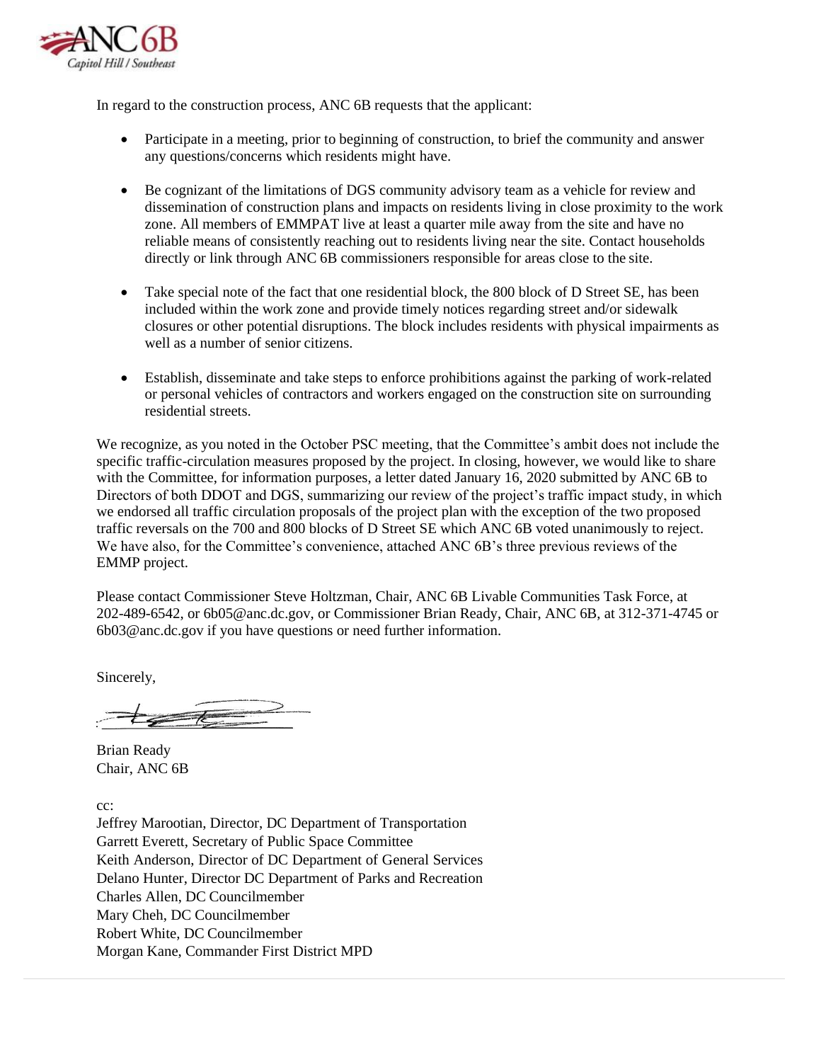In regard to the construction process, ANC 6B requests that the applicant:

- Participate in a meeting, prior to beginning of construction, to brief the community and answer any questions/concerns which residents might have.

- Be cognizant of the limitations of DGS community advisory team as a vehicle for review and dissemination of construction plans and impacts on residents living in close proximity to the work zone. All members of EMMPAT live at least a quarter mile away from the site and have no reliable means of consistently reaching out to residents living near the site. Contact households directly or link through ANC 6B commissioners responsible for areas close to the site.

- Take special note of the fact that one residential block, the 800 block of D Street SE, has been included within the work zone and provide timely notices regarding street and/or sidewalk closures or other potential disruptions. The block includes residents with physical impairments as well as a number of senior citizens.

- Establish, disseminate and take steps to enforce prohibitions against the parking of work-related or personal vehicles of contractors and workers engaged on the construction site on surrounding residential streets.

We recognize, as you noted in the October PSC meeting, that the Committee's ambit does not include the specific traffic-circulation measures proposed by the project. In closing, however, we would like to share with the Committee, for information purposes, a letter dated January 16, 2020 submitted by ANC 6B to Directors of both DDOT and DGS, summarizing our review of the project's traffic impact study, in which we endorsed all traffic circulation proposals of the project plan with the exception of the two proposed traffic reversals on the 700 and 800 blocks of D Street SE which ANC 6B voted unanimously to reject. We have also, for the Committee's convenience, attached ANC 6B's three previous reviews of the EMMP project.

Please contact Commissioner Steve Holtzman, Chair, ANC 6B Livable Communities Task Force, at 202-489-6542, or 6b05@anc.dc.gov, or Commissioner Brian Ready, Chair, ANC 6B, at 312-371-4745 or 6b03@anc.dc.gov if you have questions or need further information.

Sincerely,

Brian Ready
Chair, ANC 6B

cc:
Jeffrey Marootian, Director, DC Department of Transportation
Garrett Everett, Secretary of Public Space Committee
Keith Anderson, Director of DC Department of General Services
Delano Hunter, Director DC Department of Parks and Recreation
Charles Allen, DC Councilmember
Mary Cheh, DC Councilmember
Robert White, DC Councilmember
Morgan Kane, Commander First District MPD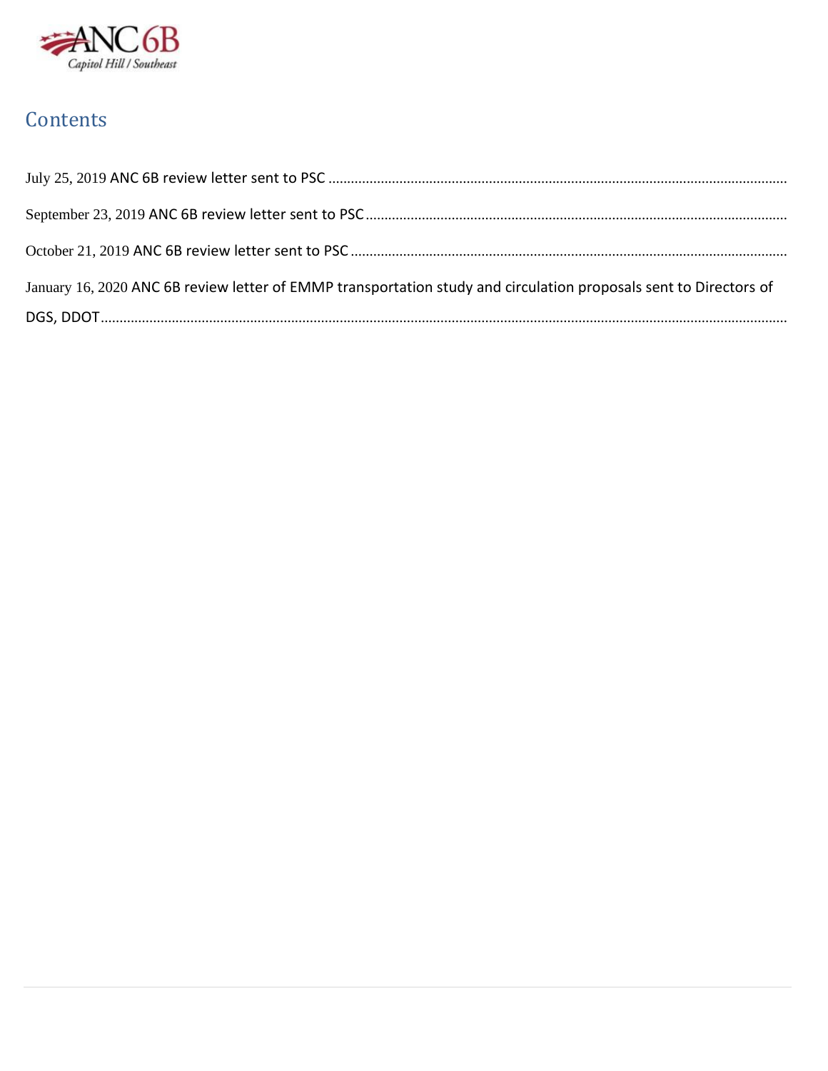ANC 6B
*Capitol Hill / Southeast*

# Contents

July 25, 2019 ANC 6B review letter sent to PSC

September 23, 2019 ANC 6B review letter sent to PSC

October 21, 2019 ANC 6B review letter sent to PSC

January 16, 2020 ANC 6B review letter of EMMP transportation study and circulation proposals sent to Directors of DGS, DDOT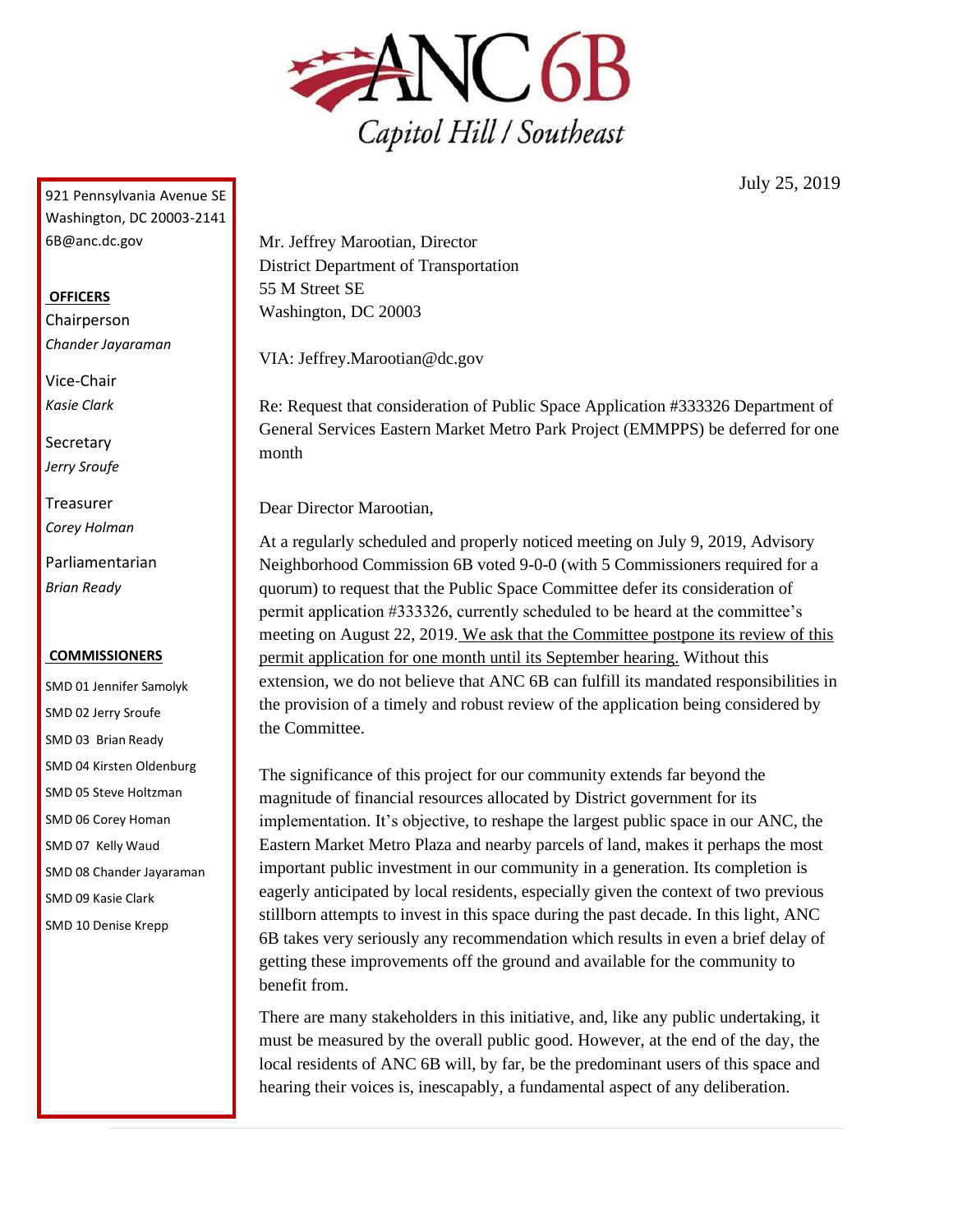# ANC 6B

*Capitol Hill / Southeast*

921 Pennsylvania Avenue SE
Washington, DC 20003-2141
6B@anc.dc.gov

**OFFICERS**

Chairperson
*Chander Jayaraman*

Vice-Chair
*Kasie Clark*

Secretary
*Jerry Sroufe*

Treasurer
*Corey Holman*

Parliamentarian
*Brian Ready*

**COMMISSIONERS**

SMD 01 Jennifer Samolyk
SMD 02 Jerry Sroufe
SMD 03 Brian Ready
SMD 04 Kirsten Oldenburg
SMD 05 Steve Holtzman
SMD 06 Corey Homan
SMD 07 Kelly Waud
SMD 08 Chander Jayaraman
SMD 09 Kasie Clark
SMD 10 Denise Krepp

July 25, 2019

Mr. Jeffrey Marootian, Director
District Department of Transportation
55 M Street SE
Washington, DC 20003

VIA: Jeffrey.Marootian@dc.gov

Re: Request that consideration of Public Space Application #333326 Department of General Services Eastern Market Metro Park Project (EMMPPS) be deferred for one month

Dear Director Marootian,

At a regularly scheduled and properly noticed meeting on July 9, 2019, Advisory Neighborhood Commission 6B voted 9-0-0 (with 5 Commissioners required for a quorum) to request that the Public Space Committee defer its consideration of permit application #333326, currently scheduled to be heard at the committee's meeting on August 22, 2019. We ask that the Committee postpone its review of this permit application for one month until its September hearing. Without this extension, we do not believe that ANC 6B can fulfill its mandated responsibilities in the provision of a timely and robust review of the application being considered by the Committee.

The significance of this project for our community extends far beyond the magnitude of financial resources allocated by District government for its implementation. It's objective, to reshape the largest public space in our ANC, the Eastern Market Metro Plaza and nearby parcels of land, makes it perhaps the most important public investment in our community in a generation. Its completion is eagerly anticipated by local residents, especially given the context of two previous stillborn attempts to invest in this space during the past decade. In this light, ANC 6B takes very seriously any recommendation which results in even a brief delay of getting these improvements off the ground and available for the community to benefit from.

There are many stakeholders in this initiative, and, like any public undertaking, it must be measured by the overall public good. However, at the end of the day, the local residents of ANC 6B will, by far, be the predominant users of this space and hearing their voices is, inescapably, a fundamental aspect of any deliberation.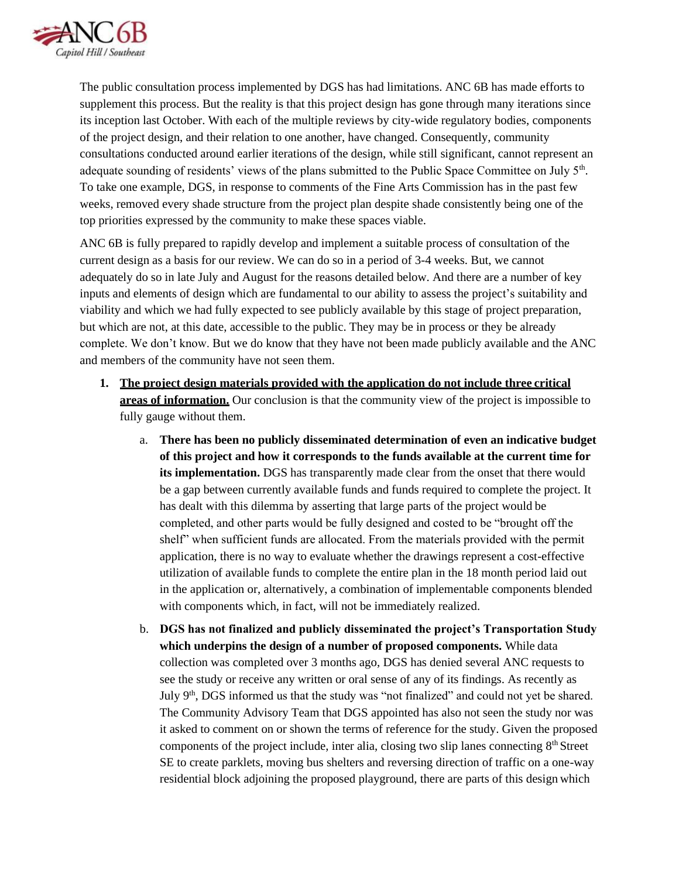The public consultation process implemented by DGS has had limitations. ANC 6B has made efforts to supplement this process. But the reality is that this project design has gone through many iterations since its inception last October. With each of the multiple reviews by city-wide regulatory bodies, components of the project design, and their relation to one another, have changed. Consequently, community consultations conducted around earlier iterations of the design, while still significant, cannot represent an adequate sounding of residents' views of the plans submitted to the Public Space Committee on July 5th. To take one example, DGS, in response to comments of the Fine Arts Commission has in the past few weeks, removed every shade structure from the project plan despite shade consistently being one of the top priorities expressed by the community to make these spaces viable.

ANC 6B is fully prepared to rapidly develop and implement a suitable process of consultation of the current design as a basis for our review. We can do so in a period of 3-4 weeks. But, we cannot adequately do so in late July and August for the reasons detailed below. And there are a number of key inputs and elements of design which are fundamental to our ability to assess the project's suitability and viability and which we had fully expected to see publicly available by this stage of project preparation, but which are not, at this date, accessible to the public. They may be in process or they be already complete. We don't know. But we do know that they have not been made publicly available and the ANC and members of the community have not seen them.

1. **<u>The project design materials provided with the application do not include three critical areas of information.</u>** Our conclusion is that the community view of the project is impossible to fully gauge without them.

   a. **There has been no publicly disseminated determination of even an indicative budget of this project and how it corresponds to the funds available at the current time for its implementation.** DGS has transparently made clear from the onset that there would be a gap between currently available funds and funds required to complete the project. It has dealt with this dilemma by asserting that large parts of the project would be completed, and other parts would be fully designed and costed to be "brought off the shelf" when sufficient funds are allocated. From the materials provided with the permit application, there is no way to evaluate whether the drawings represent a cost-effective utilization of available funds to complete the entire plan in the 18 month period laid out in the application or, alternatively, a combination of implementable components blended with components which, in fact, will not be immediately realized.

   b. **DGS has not finalized and publicly disseminated the project's Transportation Study which underpins the design of a number of proposed components.** While data collection was completed over 3 months ago, DGS has denied several ANC requests to see the study or receive any written or oral sense of any of its findings. As recently as July 9th, DGS informed us that the study was "not finalized" and could not yet be shared. The Community Advisory Team that DGS appointed has also not seen the study nor was it asked to comment on or shown the terms of reference for the study. Given the proposed components of the project include, inter alia, closing two slip lanes connecting 8th Street SE to create parklets, moving bus shelters and reversing direction of traffic on a one-way residential block adjoining the proposed playground, there are parts of this design which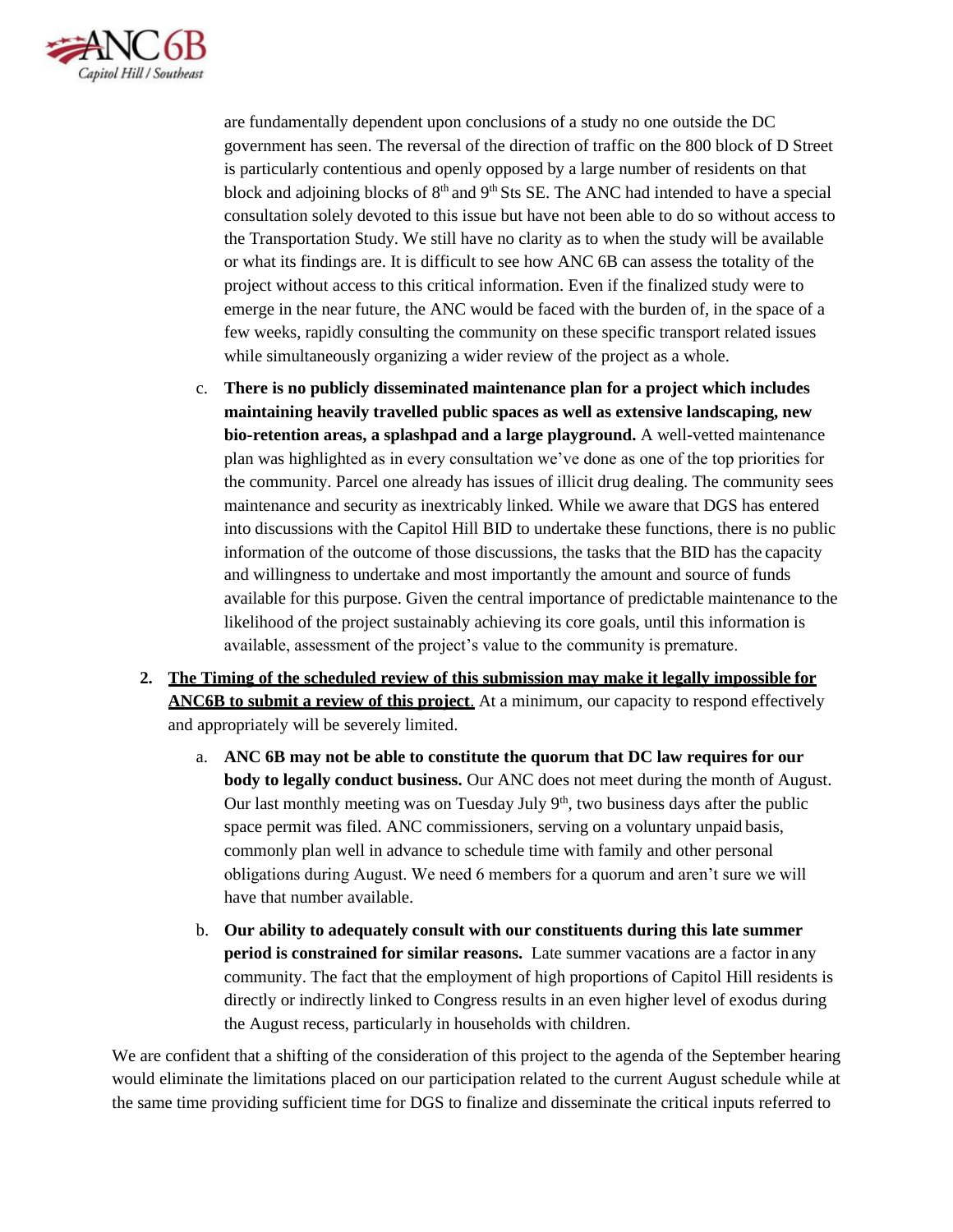are fundamentally dependent upon conclusions of a study no one outside the DC government has seen. The reversal of the direction of traffic on the 800 block of D Street is particularly contentious and openly opposed by a large number of residents on that block and adjoining blocks of 8th and 9th Sts SE. The ANC had intended to have a special consultation solely devoted to this issue but have not been able to do so without access to the Transportation Study. We still have no clarity as to when the study will be available or what its findings are. It is difficult to see how ANC 6B can assess the totality of the project without access to this critical information. Even if the finalized study were to emerge in the near future, the ANC would be faced with the burden of, in the space of a few weeks, rapidly consulting the community on these specific transport related issues while simultaneously organizing a wider review of the project as a whole.

c. **There is no publicly disseminated maintenance plan for a project which includes maintaining heavily travelled public spaces as well as extensive landscaping, new bio-retention areas, a splashpad and a large playground.** A well-vetted maintenance plan was highlighted as in every consultation we've done as one of the top priorities for the community. Parcel one already has issues of illicit drug dealing. The community sees maintenance and security as inextricably linked. While we aware that DGS has entered into discussions with the Capitol Hill BID to undertake these functions, there is no public information of the outcome of those discussions, the tasks that the BID has the capacity and willingness to undertake and most importantly the amount and source of funds available for this purpose. Given the central importance of predictable maintenance to the likelihood of the project sustainably achieving its core goals, until this information is available, assessment of the project's value to the community is premature.

2. **<u>The Timing of the scheduled review of this submission may make it legally impossible for ANC6B to submit a review of this project</u>**. At a minimum, our capacity to respond effectively and appropriately will be severely limited.

   a. **ANC 6B may not be able to constitute the quorum that DC law requires for our body to legally conduct business.** Our ANC does not meet during the month of August. Our last monthly meeting was on Tuesday July 9th, two business days after the public space permit was filed. ANC commissioners, serving on a voluntary unpaid basis, commonly plan well in advance to schedule time with family and other personal obligations during August. We need 6 members for a quorum and aren't sure we will have that number available.

   b. **Our ability to adequately consult with our constituents during this late summer period is constrained for similar reasons.** Late summer vacations are a factor in any community. The fact that the employment of high proportions of Capitol Hill residents is directly or indirectly linked to Congress results in an even higher level of exodus during the August recess, particularly in households with children.

We are confident that a shifting of the consideration of this project to the agenda of the September hearing would eliminate the limitations placed on our participation related to the current August schedule while at the same time providing sufficient time for DGS to finalize and disseminate the critical inputs referred to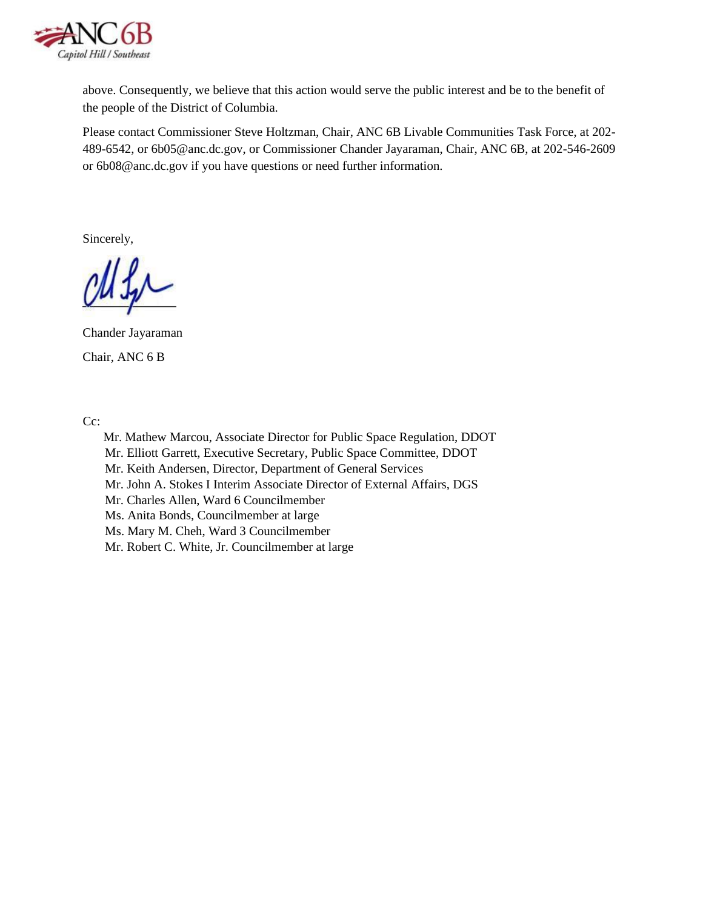above. Consequently, we believe that this action would serve the public interest and be to the benefit of the people of the District of Columbia.

Please contact Commissioner Steve Holtzman, Chair, ANC 6B Livable Communities Task Force, at 202-489-6542, or 6b05@anc.dc.gov, or Commissioner Chander Jayaraman, Chair, ANC 6B, at 202-546-2609 or 6b08@anc.dc.gov if you have questions or need further information.

Sincerely,

Chander Jayaraman

Chair, ANC 6 B

Cc:

- Mr. Mathew Marcou, Associate Director for Public Space Regulation, DDOT
- Mr. Elliott Garrett, Executive Secretary, Public Space Committee, DDOT
- Mr. Keith Andersen, Director, Department of General Services
- Mr. John A. Stokes I Interim Associate Director of External Affairs, DGS
- Mr. Charles Allen, Ward 6 Councilmember
- Ms. Anita Bonds, Councilmember at large
- Ms. Mary M. Cheh, Ward 3 Councilmember
- Mr. Robert C. White, Jr. Councilmember at large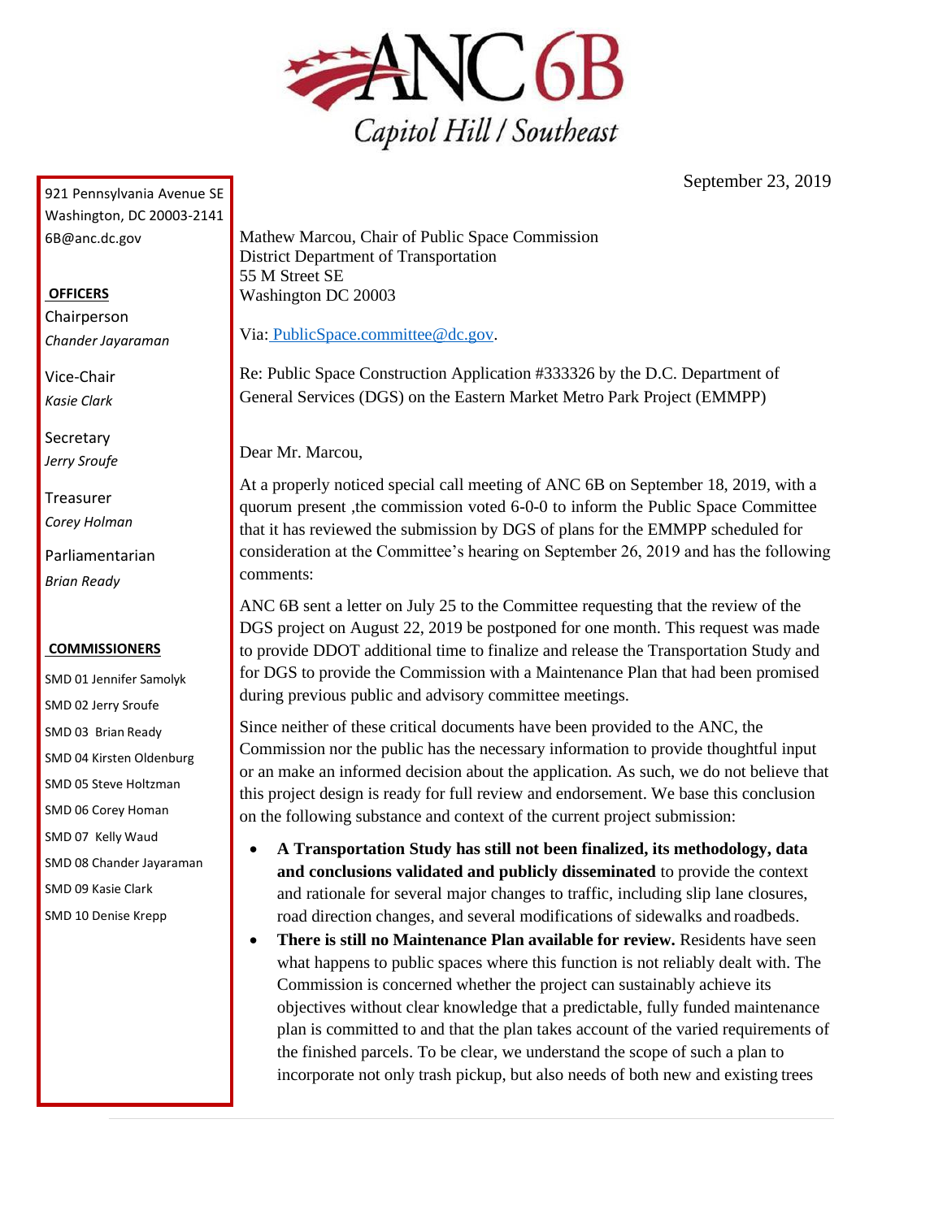# ANC 6B

*Capitol Hill / Southeast*

September 23, 2019

921 Pennsylvania Avenue SE
Washington, DC 20003-2141
6B@anc.dc.gov

**OFFICERS**

Chairperson
*Chander Jayaraman*

Vice-Chair
*Kasie Clark*

Secretary
*Jerry Sroufe*

Treasurer
*Corey Holman*

Parliamentarian
*Brian Ready*

**COMMISSIONERS**

SMD 01 Jennifer Samolyk
SMD 02 Jerry Sroufe
SMD 03 Brian Ready
SMD 04 Kirsten Oldenburg
SMD 05 Steve Holtzman
SMD 06 Corey Homan
SMD 07 Kelly Waud
SMD 08 Chander Jayaraman
SMD 09 Kasie Clark
SMD 10 Denise Krepp

Mathew Marcou, Chair of Public Space Commission
District Department of Transportation
55 M Street SE
Washington DC 20003

Via: PublicSpace.committee@dc.gov.

Re: Public Space Construction Application #333326 by the D.C. Department of General Services (DGS) on the Eastern Market Metro Park Project (EMMPP)

Dear Mr. Marcou,

At a properly noticed special call meeting of ANC 6B on September 18, 2019, with a quorum present ,the commission voted 6-0-0 to inform the Public Space Committee that it has reviewed the submission by DGS of plans for the EMMPP scheduled for consideration at the Committee's hearing on September 26, 2019 and has the following comments:

ANC 6B sent a letter on July 25 to the Committee requesting that the review of the DGS project on August 22, 2019 be postponed for one month. This request was made to provide DDOT additional time to finalize and release the Transportation Study and for DGS to provide the Commission with a Maintenance Plan that had been promised during previous public and advisory committee meetings.

Since neither of these critical documents have been provided to the ANC, the Commission nor the public has the necessary information to provide thoughtful input or an make an informed decision about the application. As such, we do not believe that this project design is ready for full review and endorsement. We base this conclusion on the following substance and context of the current project submission:

- **A Transportation Study has still not been finalized, its methodology, data and conclusions validated and publicly disseminated** to provide the context and rationale for several major changes to traffic, including slip lane closures, road direction changes, and several modifications of sidewalks and roadbeds.
- **There is still no Maintenance Plan available for review.** Residents have seen what happens to public spaces where this function is not reliably dealt with. The Commission is concerned whether the project can sustainably achieve its objectives without clear knowledge that a predictable, fully funded maintenance plan is committed to and that the plan takes account of the varied requirements of the finished parcels. To be clear, we understand the scope of such a plan to incorporate not only trash pickup, but also needs of both new and existing trees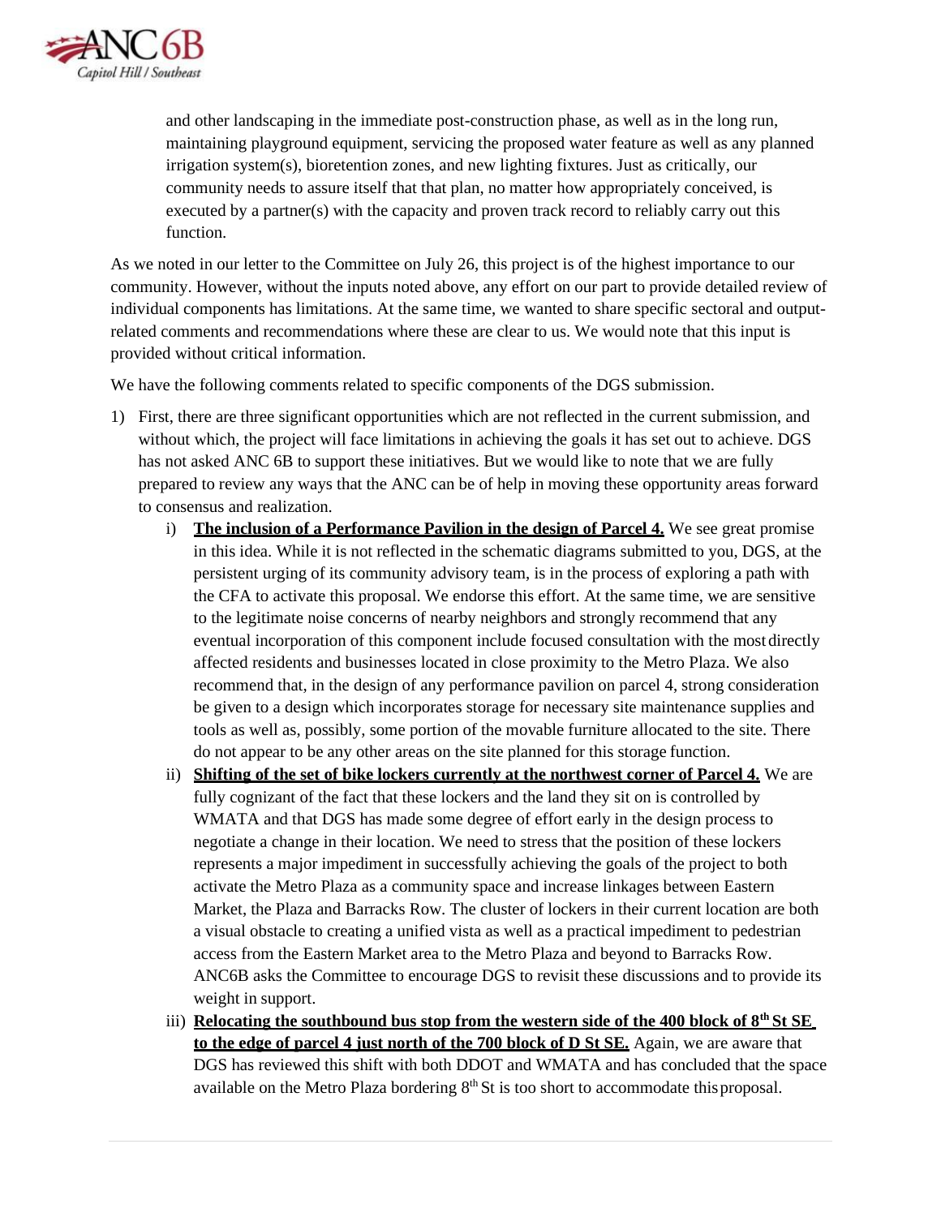and other landscaping in the immediate post-construction phase, as well as in the long run, maintaining playground equipment, servicing the proposed water feature as well as any planned irrigation system(s), bioretention zones, and new lighting fixtures. Just as critically, our community needs to assure itself that that plan, no matter how appropriately conceived, is executed by a partner(s) with the capacity and proven track record to reliably carry out this function.

As we noted in our letter to the Committee on July 26, this project is of the highest importance to our community. However, without the inputs noted above, any effort on our part to provide detailed review of individual components has limitations. At the same time, we wanted to share specific sectoral and output-related comments and recommendations where these are clear to us. We would note that this input is provided without critical information.

We have the following comments related to specific components of the DGS submission.

1) First, there are three significant opportunities which are not reflected in the current submission, and without which, the project will face limitations in achieving the goals it has set out to achieve. DGS has not asked ANC 6B to support these initiatives. But we would like to note that we are fully prepared to review any ways that the ANC can be of help in moving these opportunity areas forward to consensus and realization.
   i) **The inclusion of a Performance Pavilion in the design of Parcel 4.** We see great promise in this idea. While it is not reflected in the schematic diagrams submitted to you, DGS, at the persistent urging of its community advisory team, is in the process of exploring a path with the CFA to activate this proposal. We endorse this effort. At the same time, we are sensitive to the legitimate noise concerns of nearby neighbors and strongly recommend that any eventual incorporation of this component include focused consultation with the most directly affected residents and businesses located in close proximity to the Metro Plaza. We also recommend that, in the design of any performance pavilion on parcel 4, strong consideration be given to a design which incorporates storage for necessary site maintenance supplies and tools as well as, possibly, some portion of the movable furniture allocated to the site. There do not appear to be any other areas on the site planned for this storage function.
   ii) **Shifting of the set of bike lockers currently at the northwest corner of Parcel 4.** We are fully cognizant of the fact that these lockers and the land they sit on is controlled by WMATA and that DGS has made some degree of effort early in the design process to negotiate a change in their location. We need to stress that the position of these lockers represents a major impediment in successfully achieving the goals of the project to both activate the Metro Plaza as a community space and increase linkages between Eastern Market, the Plaza and Barracks Row. The cluster of lockers in their current location are both a visual obstacle to creating a unified vista as well as a practical impediment to pedestrian access from the Eastern Market area to the Metro Plaza and beyond to Barracks Row. ANC6B asks the Committee to encourage DGS to revisit these discussions and to provide its weight in support.
   iii) **Relocating the southbound bus stop from the western side of the 400 block of 8th St SE to the edge of parcel 4 just north of the 700 block of D St SE.** Again, we are aware that DGS has reviewed this shift with both DDOT and WMATA and has concluded that the space available on the Metro Plaza bordering 8th St is too short to accommodate this proposal.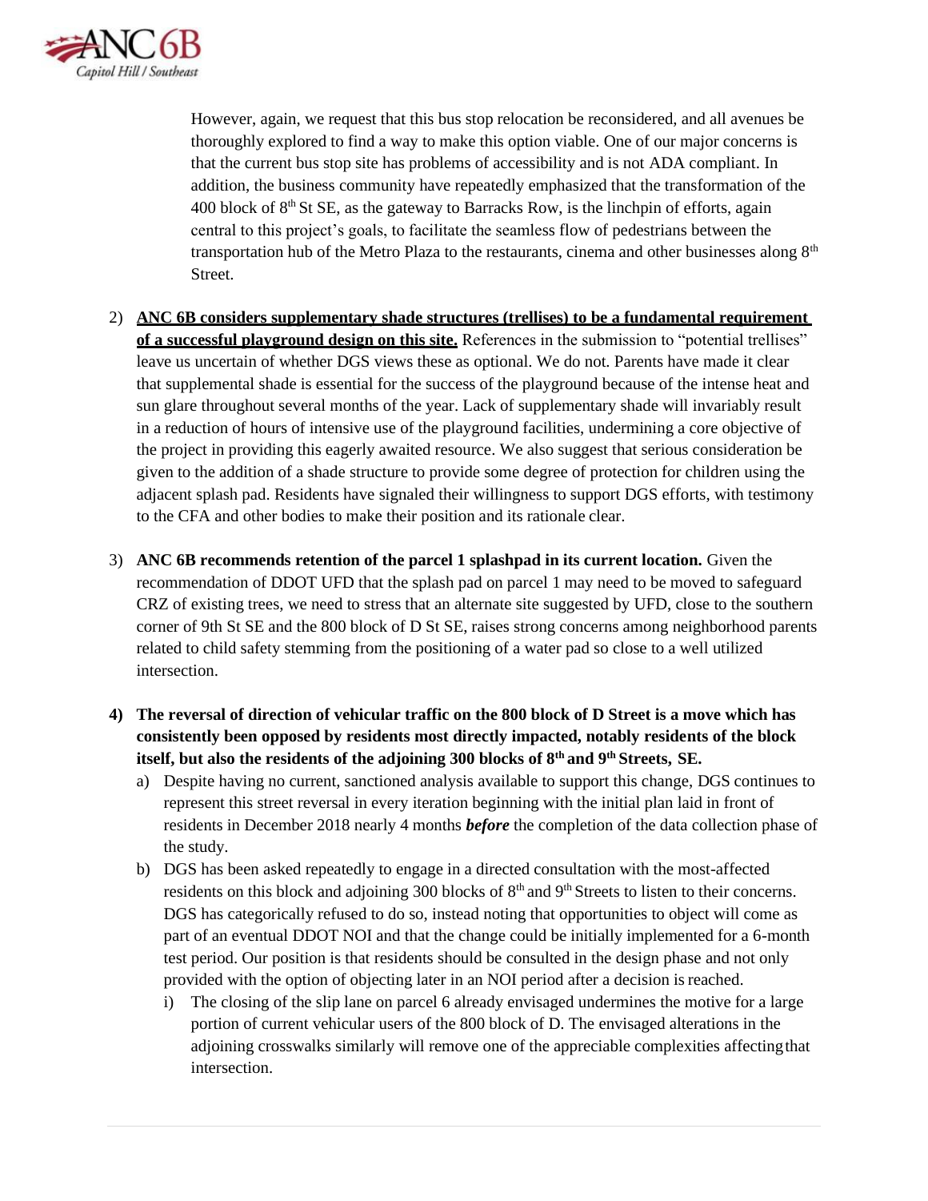However, again, we request that this bus stop relocation be reconsidered, and all avenues be thoroughly explored to find a way to make this option viable. One of our major concerns is that the current bus stop site has problems of accessibility and is not ADA compliant. In addition, the business community have repeatedly emphasized that the transformation of the 400 block of 8th St SE, as the gateway to Barracks Row, is the linchpin of efforts, again central to this project's goals, to facilitate the seamless flow of pedestrians between the transportation hub of the Metro Plaza to the restaurants, cinema and other businesses along 8th Street.

2) **ANC 6B considers supplementary shade structures (trellises) to be a fundamental requirement of a successful playground design on this site.** References in the submission to "potential trellises" leave us uncertain of whether DGS views these as optional. We do not. Parents have made it clear that supplemental shade is essential for the success of the playground because of the intense heat and sun glare throughout several months of the year. Lack of supplementary shade will invariably result in a reduction of hours of intensive use of the playground facilities, undermining a core objective of the project in providing this eagerly awaited resource. We also suggest that serious consideration be given to the addition of a shade structure to provide some degree of protection for children using the adjacent splash pad. Residents have signaled their willingness to support DGS efforts, with testimony to the CFA and other bodies to make their position and its rationale clear.

3) **ANC 6B recommends retention of the parcel 1 splashpad in its current location.** Given the recommendation of DDOT UFD that the splash pad on parcel 1 may need to be moved to safeguard CRZ of existing trees, we need to stress that an alternate site suggested by UFD, close to the southern corner of 9th St SE and the 800 block of D St SE, raises strong concerns among neighborhood parents related to child safety stemming from the positioning of a water pad so close to a well utilized intersection.

4) **The reversal of direction of vehicular traffic on the 800 block of D Street is a move which has consistently been opposed by residents most directly impacted, notably residents of the block itself, but also the residents of the adjoining 300 blocks of 8th and 9th Streets, SE.**
   a) Despite having no current, sanctioned analysis available to support this change, DGS continues to represent this street reversal in every iteration beginning with the initial plan laid in front of residents in December 2018 nearly 4 months ***before*** the completion of the data collection phase of the study.
   b) DGS has been asked repeatedly to engage in a directed consultation with the most-affected residents on this block and adjoining 300 blocks of 8th and 9th Streets to listen to their concerns. DGS has categorically refused to do so, instead noting that opportunities to object will come as part of an eventual DDOT NOI and that the change could be initially implemented for a 6-month test period. Our position is that residents should be consulted in the design phase and not only provided with the option of objecting later in an NOI period after a decision is reached.
      i) The closing of the slip lane on parcel 6 already envisaged undermines the motive for a large portion of current vehicular users of the 800 block of D. The envisaged alterations in the adjoining crosswalks similarly will remove one of the appreciable complexities affecting that intersection.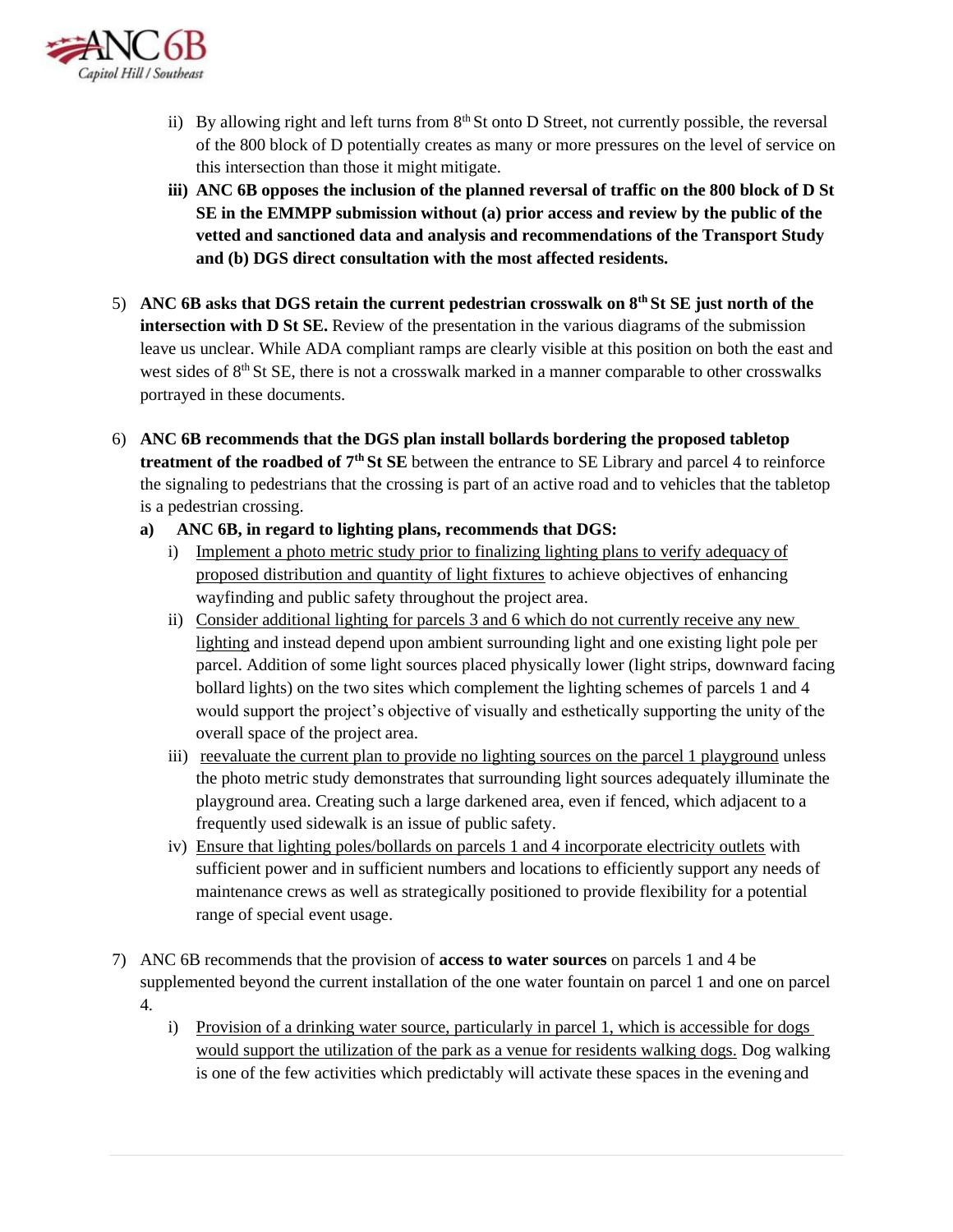ii) By allowing right and left turns from 8th St onto D Street, not currently possible, the reversal of the 800 block of D potentially creates as many or more pressures on the level of service on this intersection than those it might mitigate.

**iii) ANC 6B opposes the inclusion of the planned reversal of traffic on the 800 block of D St SE in the EMMPP submission without (a) prior access and review by the public of the vetted and sanctioned data and analysis and recommendations of the Transport Study and (b) DGS direct consultation with the most affected residents.**

5) **ANC 6B asks that DGS retain the current pedestrian crosswalk on 8th St SE just north of the intersection with D St SE.** Review of the presentation in the various diagrams of the submission leave us unclear. While ADA compliant ramps are clearly visible at this position on both the east and west sides of 8th St SE, there is not a crosswalk marked in a manner comparable to other crosswalks portrayed in these documents.

6) **ANC 6B recommends that the DGS plan install bollards bordering the proposed tabletop treatment of the roadbed of 7th St SE** between the entrance to SE Library and parcel 4 to reinforce the signaling to pedestrians that the crossing is part of an active road and to vehicles that the tabletop is a pedestrian crossing.

   **a) ANC 6B, in regard to lighting plans, recommends that DGS:**

   i) <u>Implement a photo metric study prior to finalizing lighting plans to verify adequacy of proposed distribution and quantity of light fixtures</u> to achieve objectives of enhancing wayfinding and public safety throughout the project area.

   ii) <u>Consider additional lighting for parcels 3 and 6 which do not currently receive any new lighting</u> and instead depend upon ambient surrounding light and one existing light pole per parcel. Addition of some light sources placed physically lower (light strips, downward facing bollard lights) on the two sites which complement the lighting schemes of parcels 1 and 4 would support the project's objective of visually and esthetically supporting the unity of the overall space of the project area.

   iii) <u>reevaluate the current plan to provide no lighting sources on the parcel 1 playground</u> unless the photo metric study demonstrates that surrounding light sources adequately illuminate the playground area. Creating such a large darkened area, even if fenced, which adjacent to a frequently used sidewalk is an issue of public safety.

   iv) <u>Ensure that lighting poles/bollards on parcels 1 and 4 incorporate electricity outlets</u> with sufficient power and in sufficient numbers and locations to efficiently support any needs of maintenance crews as well as strategically positioned to provide flexibility for a potential range of special event usage.

7) ANC 6B recommends that the provision of **access to water sources** on parcels 1 and 4 be supplemented beyond the current installation of the one water fountain on parcel 1 and one on parcel 4.

   i) <u>Provision of a drinking water source, particularly in parcel 1, which is accessible for dogs would support the utilization of the park as a venue for residents walking dogs.</u> Dog walking is one of the few activities which predictably will activate these spaces in the evening and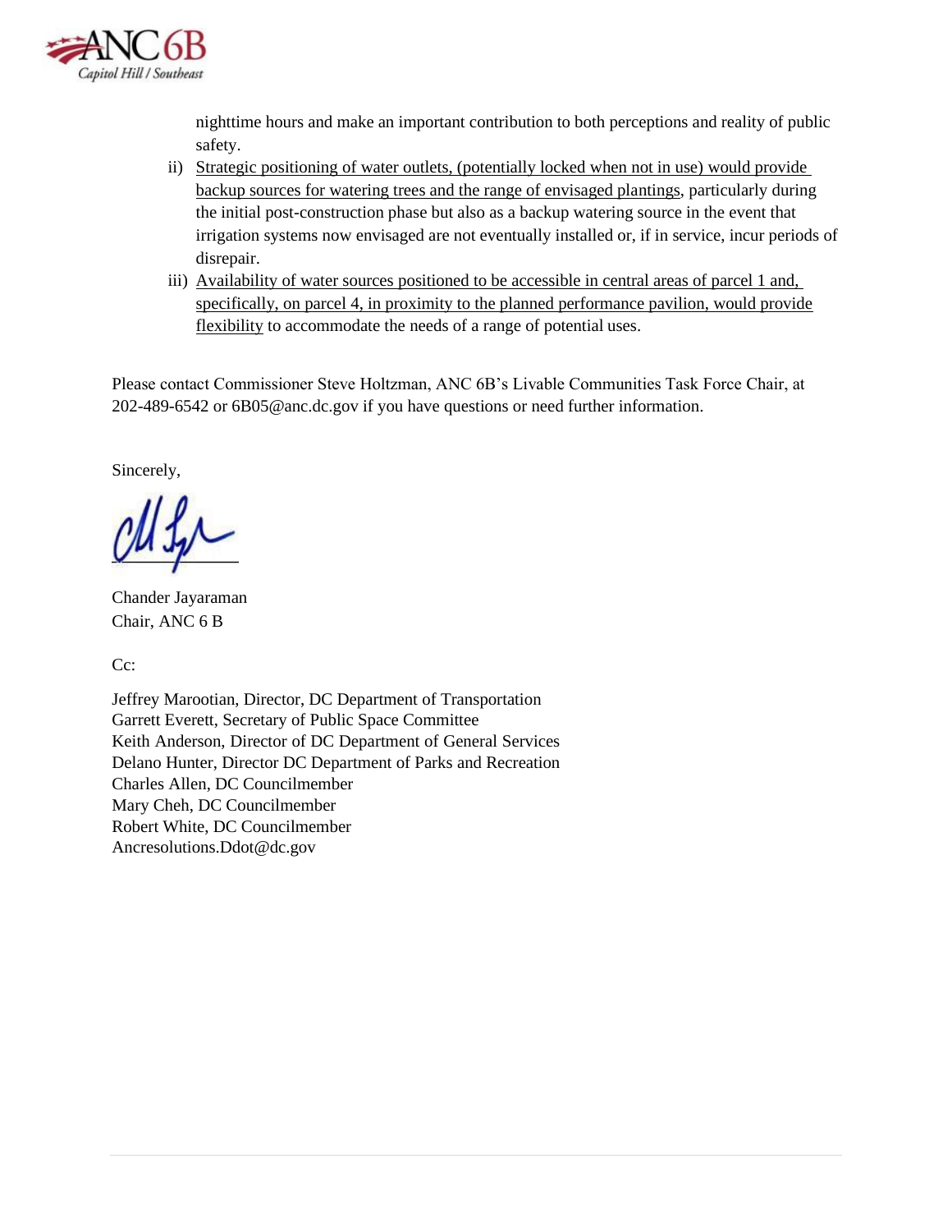nighttime hours and make an important contribution to both perceptions and reality of public safety.

ii) <u>Strategic positioning of water outlets, (potentially locked when not in use) would provide backup sources for watering trees and the range of envisaged plantings</u>, particularly during the initial post-construction phase but also as a backup watering source in the event that irrigation systems now envisaged are not eventually installed or, if in service, incur periods of disrepair.

iii) <u>Availability of water sources positioned to be accessible in central areas of parcel 1 and, specifically, on parcel 4, in proximity to the planned performance pavilion, would provide flexibility</u> to accommodate the needs of a range of potential uses.

Please contact Commissioner Steve Holtzman, ANC 6B's Livable Communities Task Force Chair, at 202-489-6542 or 6B05@anc.dc.gov if you have questions or need further information.

Sincerely,

Chander Jayaraman
Chair, ANC 6 B

Cc:

Jeffrey Marootian, Director, DC Department of Transportation
Garrett Everett, Secretary of Public Space Committee
Keith Anderson, Director of DC Department of General Services
Delano Hunter, Director DC Department of Parks and Recreation
Charles Allen, DC Councilmember
Mary Cheh, DC Councilmember
Robert White, DC Councilmember
Ancresolutions.Ddot@dc.gov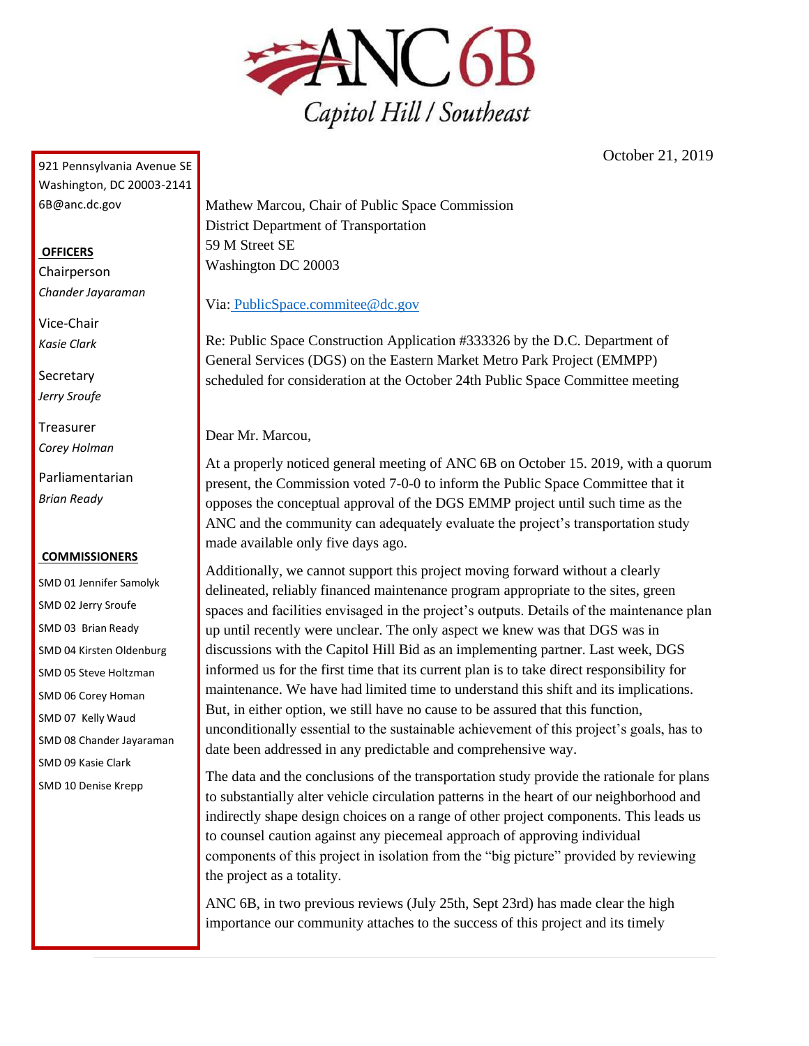# ANC 6B

Capitol Hill / Southeast

October 21, 2019

921 Pennsylvania Avenue SE
Washington, DC 20003-2141
6B@anc.dc.gov

**OFFICERS**

Chairperson
*Chander Jayaraman*

Vice-Chair
*Kasie Clark*

Secretary
*Jerry Sroufe*

Treasurer
*Corey Holman*

Parliamentarian
*Brian Ready*

**COMMISSIONERS**

SMD 01 Jennifer Samolyk
SMD 02 Jerry Sroufe
SMD 03 Brian Ready
SMD 04 Kirsten Oldenburg
SMD 05 Steve Holtzman
SMD 06 Corey Homan
SMD 07 Kelly Waud
SMD 08 Chander Jayaraman
SMD 09 Kasie Clark
SMD 10 Denise Krepp

Mathew Marcou, Chair of Public Space Commission
District Department of Transportation
59 M Street SE
Washington DC 20003

Via: PublicSpace.commitee@dc.gov

Re: Public Space Construction Application #333326 by the D.C. Department of General Services (DGS) on the Eastern Market Metro Park Project (EMMPP) scheduled for consideration at the October 24th Public Space Committee meeting

Dear Mr. Marcou,

At a properly noticed general meeting of ANC 6B on October 15. 2019, with a quorum present, the Commission voted 7-0-0 to inform the Public Space Committee that it opposes the conceptual approval of the DGS EMMPP project until such time as the ANC and the community can adequately evaluate the project's transportation study made available only five days ago.

Additionally, we cannot support this project moving forward without a clearly delineated, reliably financed maintenance program appropriate to the sites, green spaces and facilities envisaged in the project's outputs. Details of the maintenance plan up until recently were unclear. The only aspect we knew was that DGS was in discussions with the Capitol Hill Bid as an implementing partner. Last week, DGS informed us for the first time that its current plan is to take direct responsibility for maintenance. We have had limited time to understand this shift and its implications. But, in either option, we still have no cause to be assured that this function, unconditionally essential to the sustainable achievement of this project's goals, has to date been addressed in any predictable and comprehensive way.

The data and the conclusions of the transportation study provide the rationale for plans to substantially alter vehicle circulation patterns in the heart of our neighborhood and indirectly shape design choices on a range of other project components. This leads us to counsel caution against any piecemeal approach of approving individual components of this project in isolation from the "big picture" provided by reviewing the project as a totality.

ANC 6B, in two previous reviews (July 25th, Sept 23rd) has made clear the high importance our community attaches to the success of this project and its timely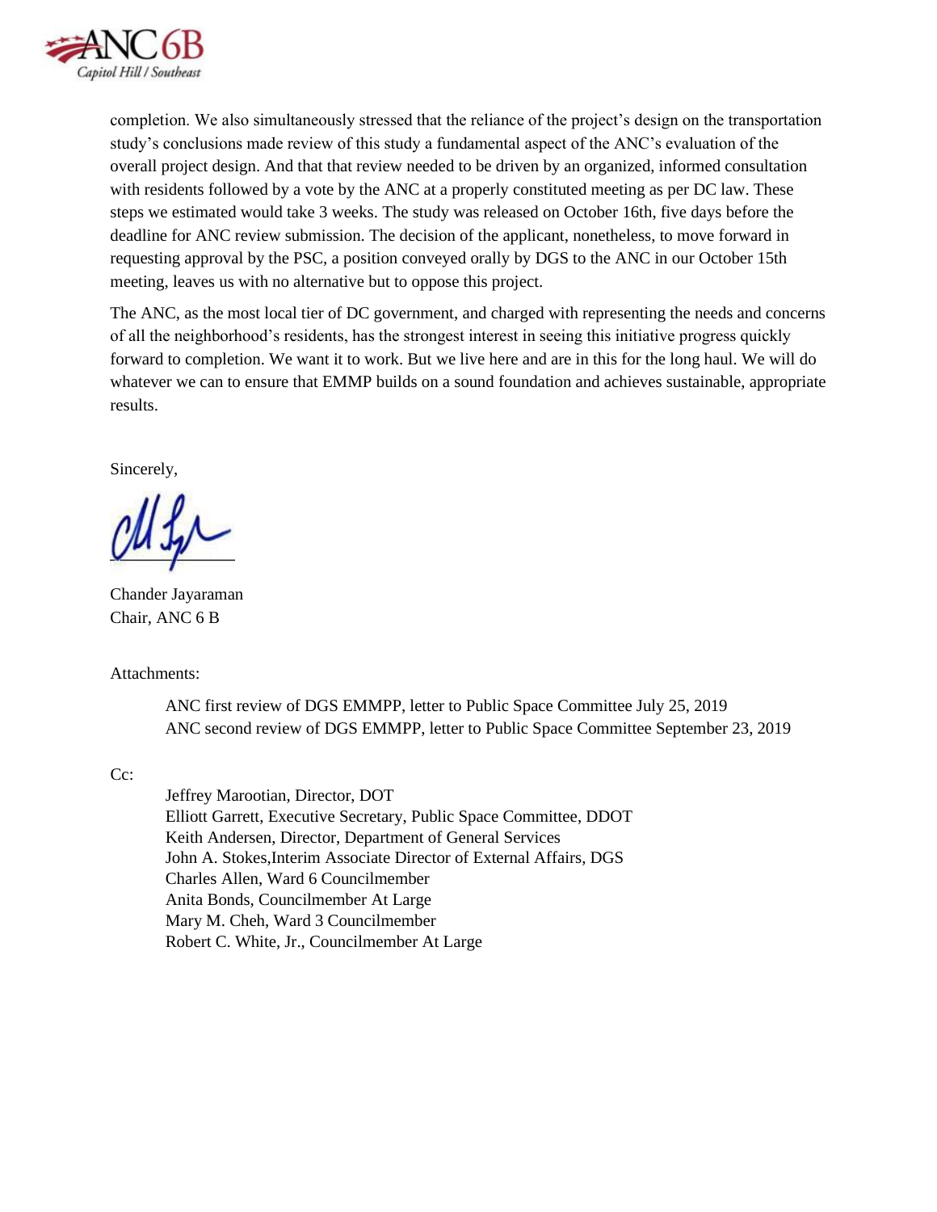completion. We also simultaneously stressed that the reliance of the project's design on the transportation study's conclusions made review of this study a fundamental aspect of the ANC's evaluation of the overall project design. And that that review needed to be driven by an organized, informed consultation with residents followed by a vote by the ANC at a properly constituted meeting as per DC law. These steps we estimated would take 3 weeks. The study was released on October 16th, five days before the deadline for ANC review submission. The decision of the applicant, nonetheless, to move forward in requesting approval by the PSC, a position conveyed orally by DGS to the ANC in our October 15th meeting, leaves us with no alternative but to oppose this project.

The ANC, as the most local tier of DC government, and charged with representing the needs and concerns of all the neighborhood's residents, has the strongest interest in seeing this initiative progress quickly forward to completion. We want it to work. But we live here and are in this for the long haul. We will do whatever we can to ensure that EMMP builds on a sound foundation and achieves sustainable, appropriate results.

Sincerely,

Chander Jayaraman
Chair, ANC 6 B

Attachments:

ANC first review of DGS EMMPP, letter to Public Space Committee July 25, 2019
ANC second review of DGS EMMPP, letter to Public Space Committee September 23, 2019

Cc:

Jeffrey Marootian, Director, DOT
Elliott Garrett, Executive Secretary, Public Space Committee, DDOT
Keith Andersen, Director, Department of General Services
John A. Stokes,Interim Associate Director of External Affairs, DGS
Charles Allen, Ward 6 Councilmember
Anita Bonds, Councilmember At Large
Mary M. Cheh, Ward 3 Councilmember
Robert C. White, Jr., Councilmember At Large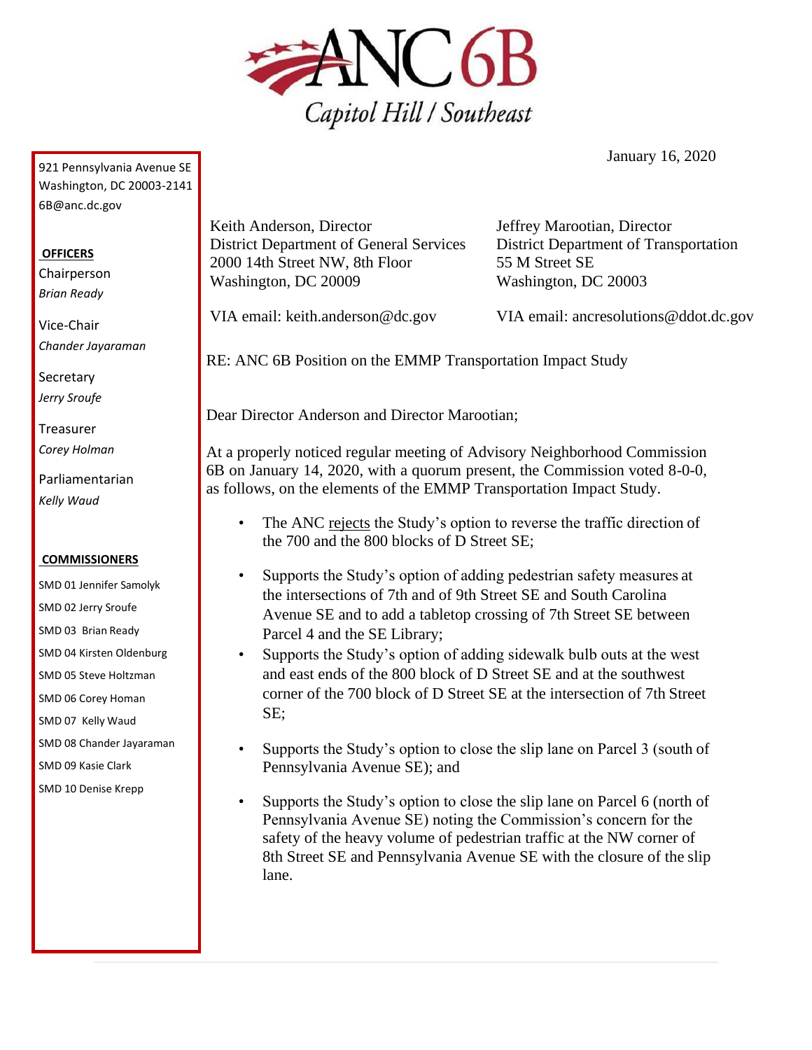# ANC 6B

*Capitol Hill / Southeast*

January 16, 2020

921 Pennsylvania Avenue SE
Washington, DC 20003-2141
6B@anc.dc.gov

**OFFICERS**

Chairperson
*Brian Ready*

Vice-Chair
*Chander Jayaraman*

Secretary
*Jerry Sroufe*

Treasurer
*Corey Holman*

Parliamentarian
*Kelly Waud*

**COMMISSIONERS**

SMD 01 Jennifer Samolyk
SMD 02 Jerry Sroufe
SMD 03 Brian Ready
SMD 04 Kirsten Oldenburg
SMD 05 Steve Holtzman
SMD 06 Corey Homan
SMD 07 Kelly Waud
SMD 08 Chander Jayaraman
SMD 09 Kasie Clark
SMD 10 Denise Krepp

Keith Anderson, Director
District Department of General Services
2000 14th Street NW, 8th Floor
Washington, DC 20009

VIA email: keith.anderson@dc.gov

Jeffrey Marootian, Director
District Department of Transportation
55 M Street SE
Washington, DC 20003

VIA email: ancresolutions@ddot.dc.gov

RE: ANC 6B Position on the EMMP Transportation Impact Study

Dear Director Anderson and Director Marootian;

At a properly noticed regular meeting of Advisory Neighborhood Commission 6B on January 14, 2020, with a quorum present, the Commission voted 8-0-0, as follows, on the elements of the EMMP Transportation Impact Study.

- The ANC rejects the Study's option to reverse the traffic direction of the 700 and the 800 blocks of D Street SE;
- Supports the Study's option of adding pedestrian safety measures at the intersections of 7th and of 9th Street SE and South Carolina Avenue SE and to add a tabletop crossing of 7th Street SE between Parcel 4 and the SE Library;
- Supports the Study's option of adding sidewalk bulb outs at the west and east ends of the 800 block of D Street SE and at the southwest corner of the 700 block of D Street SE at the intersection of 7th Street SE;
- Supports the Study's option to close the slip lane on Parcel 3 (south of Pennsylvania Avenue SE); and
- Supports the Study's option to close the slip lane on Parcel 6 (north of Pennsylvania Avenue SE) noting the Commission's concern for the safety of the heavy volume of pedestrian traffic at the NW corner of 8th Street SE and Pennsylvania Avenue SE with the closure of the slip lane.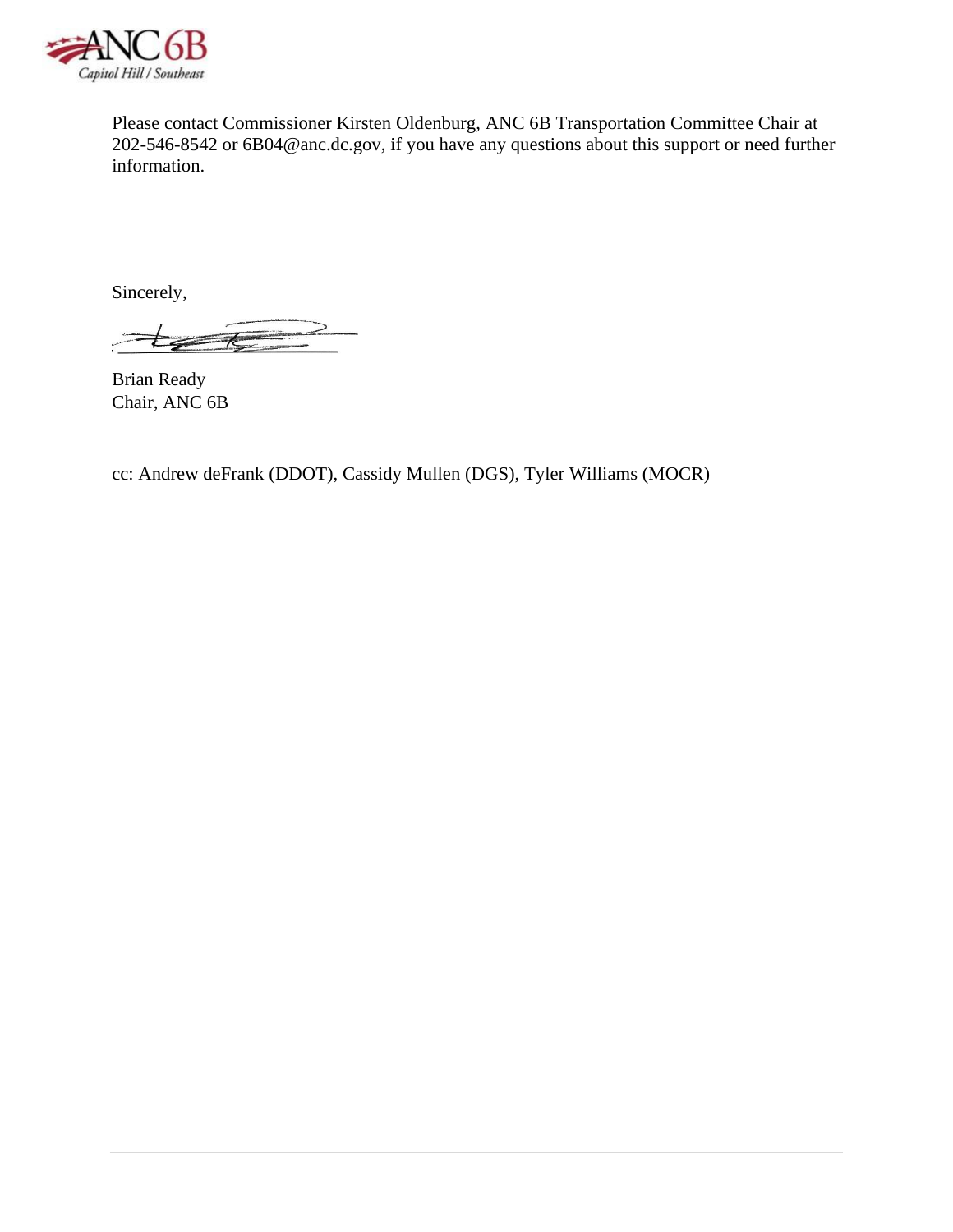Please contact Commissioner Kirsten Oldenburg, ANC 6B Transportation Committee Chair at 202-546-8542 or 6B04@anc.dc.gov, if you have any questions about this support or need further information.

Sincerely,

Brian Ready
Chair, ANC 6B

cc: Andrew deFrank (DDOT), Cassidy Mullen (DGS), Tyler Williams (MOCR)